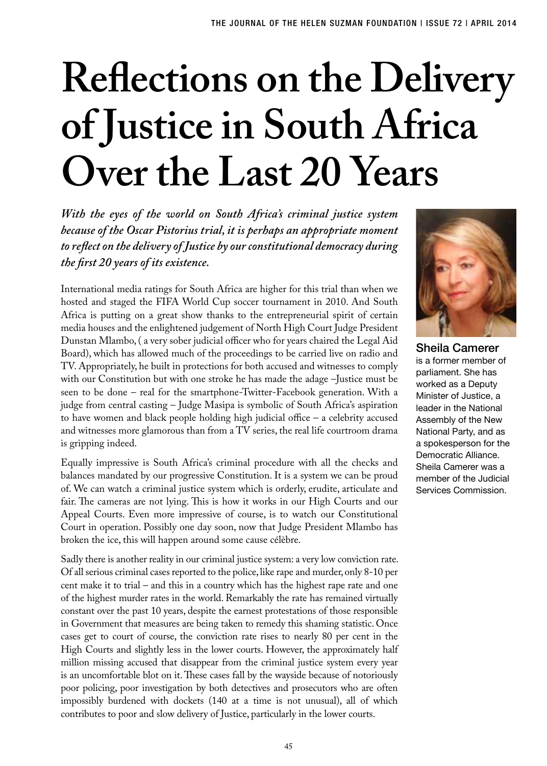# Reflections on the Delivery of Justice in South Africa Over the Last 20 Years

***With the eyes of the world on South Africa's criminal justice system because of the Oscar Pistorius trial, it is perhaps an appropriate moment to reflect on the delivery of Justice by our constitutional democracy during the first 20 years of its existence.***

**Sheila Camerer** is a former member of parliament. She has worked as a Deputy Minister of Justice, a leader in the National Assembly of the New National Party, and as a spokesperson for the Democratic Alliance. Sheila Camerer was a member of the Judicial Services Commission.

International media ratings for South Africa are higher for this trial than when we hosted and staged the FIFA World Cup soccer tournament in 2010. And South Africa is putting on a great show thanks to the entrepreneurial spirit of certain media houses and the enlightened judgement of North High Court Judge President Dunstan Mlambo, ( a very sober judicial officer who for years chaired the Legal Aid Board), which has allowed much of the proceedings to be carried live on radio and TV. Appropriately, he built in protections for both accused and witnesses to comply with our Constitution but with one stroke he has made the adage –Justice must be seen to be done – real for the smartphone-Twitter-Facebook generation. With a judge from central casting – Judge Masipa is symbolic of South Africa's aspiration to have women and black people holding high judicial office – a celebrity accused and witnesses more glamorous than from a TV series, the real life courtroom drama is gripping indeed.

Equally impressive is South Africa's criminal procedure with all the checks and balances mandated by our progressive Constitution. It is a system we can be proud of. We can watch a criminal justice system which is orderly, erudite, articulate and fair. The cameras are not lying. This is how it works in our High Courts and our Appeal Courts. Even more impressive of course, is to watch our Constitutional Court in operation. Possibly one day soon, now that Judge President Mlambo has broken the ice, this will happen around some cause célèbre.

Sadly there is another reality in our criminal justice system: a very low conviction rate. Of all serious criminal cases reported to the police, like rape and murder, only 8-10 per cent make it to trial – and this in a country which has the highest rape rate and one of the highest murder rates in the world. Remarkably the rate has remained virtually constant over the past 10 years, despite the earnest protestations of those responsible in Government that measures are being taken to remedy this shaming statistic. Once cases get to court of course, the conviction rate rises to nearly 80 per cent in the High Courts and slightly less in the lower courts. However, the approximately half million missing accused that disappear from the criminal justice system every year is an uncomfortable blot on it. These cases fall by the wayside because of notoriously poor policing, poor investigation by both detectives and prosecutors who are often impossibly burdened with dockets (140 at a time is not unusual), all of which contributes to poor and slow delivery of Justice, particularly in the lower courts.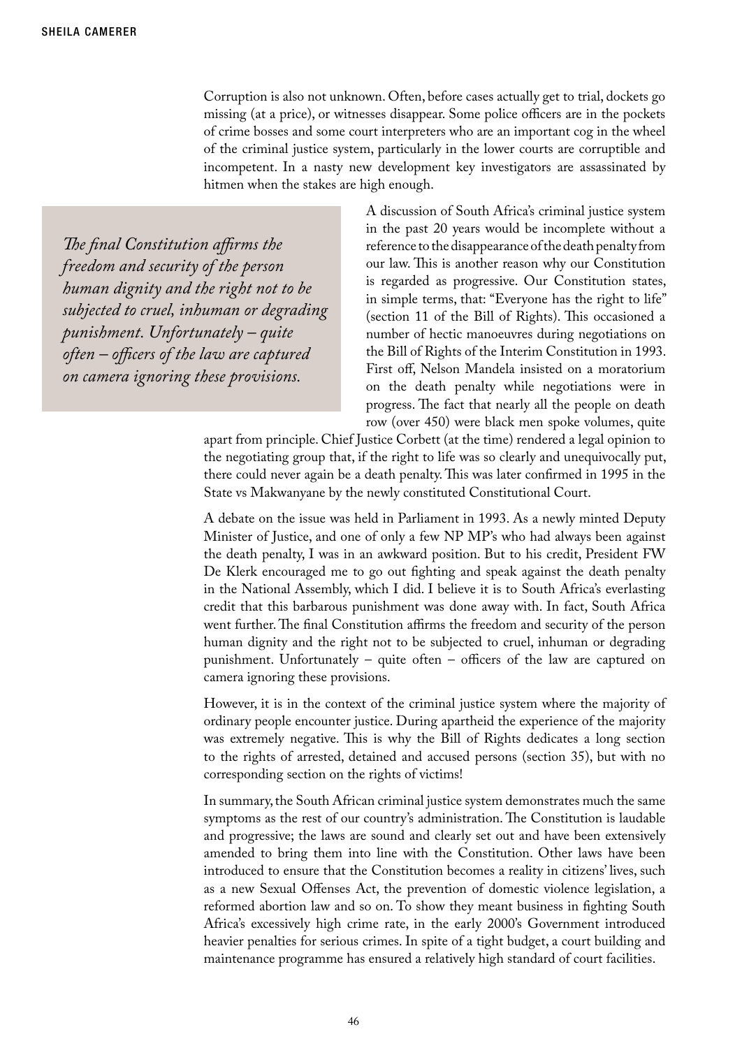Corruption is also not unknown. Often, before cases actually get to trial, dockets go missing (at a price), or witnesses disappear. Some police officers are in the pockets of crime bosses and some court interpreters who are an important cog in the wheel of the criminal justice system, particularly in the lower courts are corruptible and incompetent. In a nasty new development key investigators are assassinated by hitmen when the stakes are high enough.

> *The final Constitution affirms the freedom and security of the person human dignity and the right not to be subjected to cruel, inhuman or degrading punishment. Unfortunately – quite often – officers of the law are captured on camera ignoring these provisions.*

A discussion of South Africa's criminal justice system in the past 20 years would be incomplete without a reference to the disappearance of the death penalty from our law. This is another reason why our Constitution is regarded as progressive. Our Constitution states, in simple terms, that: "Everyone has the right to life" (section 11 of the Bill of Rights). This occasioned a number of hectic manoeuvres during negotiations on the Bill of Rights of the Interim Constitution in 1993. First off, Nelson Mandela insisted on a moratorium on the death penalty while negotiations were in progress. The fact that nearly all the people on death row (over 450) were black men spoke volumes, quite apart from principle. Chief Justice Corbett (at the time) rendered a legal opinion to the negotiating group that, if the right to life was so clearly and unequivocally put, there could never again be a death penalty. This was later confirmed in 1995 in the State vs Makwanyane by the newly constituted Constitutional Court.

A debate on the issue was held in Parliament in 1993. As a newly minted Deputy Minister of Justice, and one of only a few NP MP's who had always been against the death penalty, I was in an awkward position. But to his credit, President FW De Klerk encouraged me to go out fighting and speak against the death penalty in the National Assembly, which I did. I believe it is to South Africa's everlasting credit that this barbarous punishment was done away with. In fact, South Africa went further. The final Constitution affirms the freedom and security of the person human dignity and the right not to be subjected to cruel, inhuman or degrading punishment. Unfortunately – quite often – officers of the law are captured on camera ignoring these provisions.

However, it is in the context of the criminal justice system where the majority of ordinary people encounter justice. During apartheid the experience of the majority was extremely negative. This is why the Bill of Rights dedicates a long section to the rights of arrested, detained and accused persons (section 35), but with no corresponding section on the rights of victims!

In summary, the South African criminal justice system demonstrates much the same symptoms as the rest of our country's administration. The Constitution is laudable and progressive; the laws are sound and clearly set out and have been extensively amended to bring them into line with the Constitution. Other laws have been introduced to ensure that the Constitution becomes a reality in citizens' lives, such as a new Sexual Offenses Act, the prevention of domestic violence legislation, a reformed abortion law and so on. To show they meant business in fighting South Africa's excessively high crime rate, in the early 2000's Government introduced heavier penalties for serious crimes. In spite of a tight budget, a court building and maintenance programme has ensured a relatively high standard of court facilities.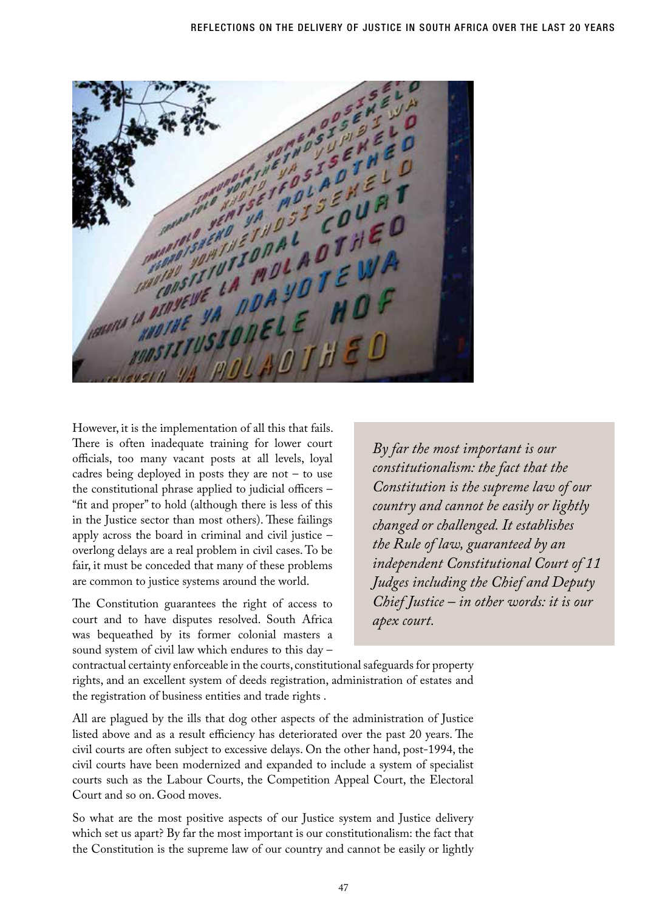However, it is the implementation of all this that fails. There is often inadequate training for lower court officials, too many vacant posts at all levels, loyal cadres being deployed in posts they are not – to use the constitutional phrase applied to judicial officers – "fit and proper" to hold (although there is less of this in the Justice sector than most others). These failings apply across the board in criminal and civil justice – overlong delays are a real problem in civil cases. To be fair, it must be conceded that many of these problems are common to justice systems around the world.

The Constitution guarantees the right of access to court and to have disputes resolved. South Africa was bequeathed by its former colonial masters a sound system of civil law which endures to this day – contractual certainty enforceable in the courts, constitutional safeguards for property rights, and an excellent system of deeds registration, administration of estates and the registration of business entities and trade rights .

> *By far the most important is our constitutionalism: the fact that the Constitution is the supreme law of our country and cannot be easily or lightly changed or challenged. It establishes the Rule of law, guaranteed by an independent Constitutional Court of 11 Judges including the Chief and Deputy Chief Justice – in other words: it is our apex court.*

All are plagued by the ills that dog other aspects of the administration of Justice listed above and as a result efficiency has deteriorated over the past 20 years. The civil courts are often subject to excessive delays. On the other hand, post-1994, the civil courts have been modernized and expanded to include a system of specialist courts such as the Labour Courts, the Competition Appeal Court, the Electoral Court and so on. Good moves.

So what are the most positive aspects of our Justice system and Justice delivery which set us apart? By far the most important is our constitutionalism: the fact that the Constitution is the supreme law of our country and cannot be easily or lightly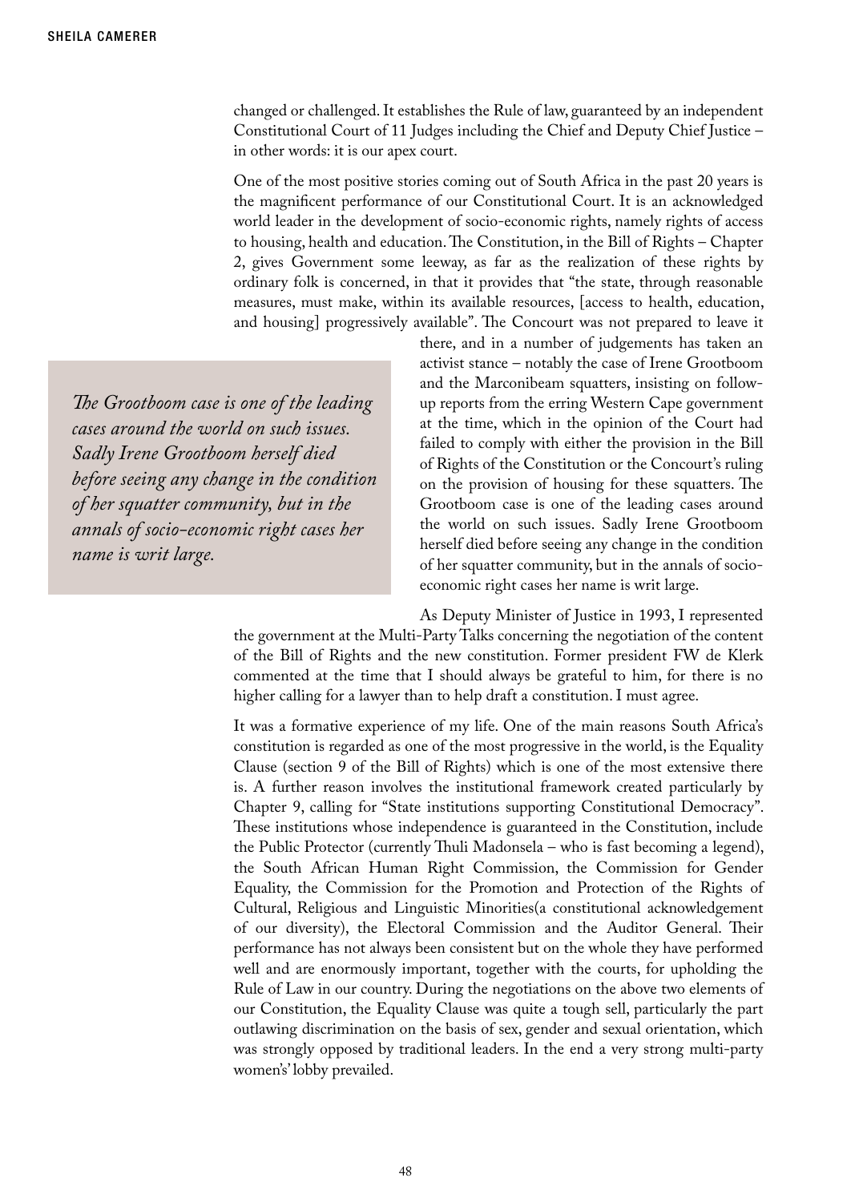changed or challenged. It establishes the Rule of law, guaranteed by an independent Constitutional Court of 11 Judges including the Chief and Deputy Chief Justice – in other words: it is our apex court.

One of the most positive stories coming out of South Africa in the past 20 years is the magnificent performance of our Constitutional Court. It is an acknowledged world leader in the development of socio-economic rights, namely rights of access to housing, health and education. The Constitution, in the Bill of Rights – Chapter 2, gives Government some leeway, as far as the realization of these rights by ordinary folk is concerned, in that it provides that "the state, through reasonable measures, must make, within its available resources, [access to health, education, and housing] progressively available". The Concourt was not prepared to leave it there, and in a number of judgements has taken an activist stance – notably the case of Irene Grootboom and the Marconibeam squatters, insisting on follow-up reports from the erring Western Cape government at the time, which in the opinion of the Court had failed to comply with either the provision in the Bill of Rights of the Constitution or the Concourt's ruling on the provision of housing for these squatters. The Grootboom case is one of the leading cases around the world on such issues. Sadly Irene Grootboom herself died before seeing any change in the condition of her squatter community, but in the annals of socio-economic right cases her name is writ large.

> *The Grootboom case is one of the leading cases around the world on such issues. Sadly Irene Grootboom herself died before seeing any change in the condition of her squatter community, but in the annals of socio-economic right cases her name is writ large.*

As Deputy Minister of Justice in 1993, I represented the government at the Multi-Party Talks concerning the negotiation of the content of the Bill of Rights and the new constitution. Former president FW de Klerk commented at the time that I should always be grateful to him, for there is no higher calling for a lawyer than to help draft a constitution. I must agree.

It was a formative experience of my life. One of the main reasons South Africa's constitution is regarded as one of the most progressive in the world, is the Equality Clause (section 9 of the Bill of Rights) which is one of the most extensive there is. A further reason involves the institutional framework created particularly by Chapter 9, calling for "State institutions supporting Constitutional Democracy". These institutions whose independence is guaranteed in the Constitution, include the Public Protector (currently Thuli Madonsela – who is fast becoming a legend), the South African Human Right Commission, the Commission for Gender Equality, the Commission for the Promotion and Protection of the Rights of Cultural, Religious and Linguistic Minorities(a constitutional acknowledgement of our diversity), the Electoral Commission and the Auditor General. Their performance has not always been consistent but on the whole they have performed well and are enormously important, together with the courts, for upholding the Rule of Law in our country. During the negotiations on the above two elements of our Constitution, the Equality Clause was quite a tough sell, particularly the part outlawing discrimination on the basis of sex, gender and sexual orientation, which was strongly opposed by traditional leaders. In the end a very strong multi-party women's' lobby prevailed.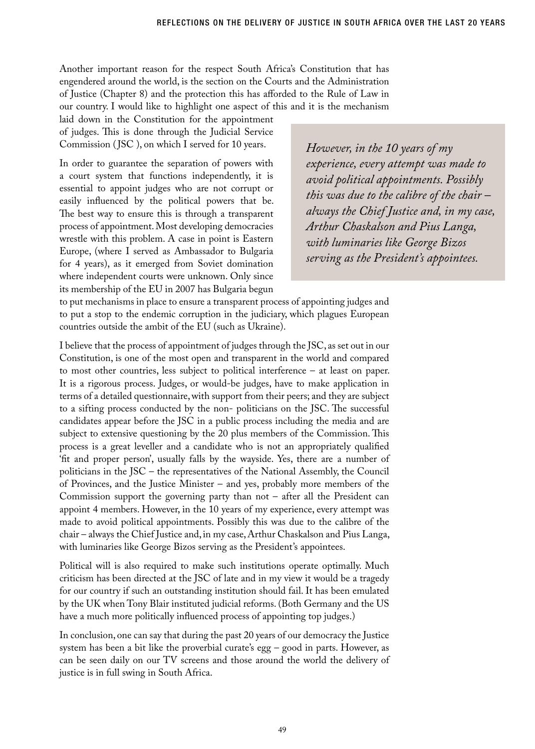Another important reason for the respect South Africa's Constitution that has engendered around the world, is the section on the Courts and the Administration of Justice (Chapter 8) and the protection this has afforded to the Rule of Law in our country. I would like to highlight one aspect of this and it is the mechanism laid down in the Constitution for the appointment of judges. This is done through the Judicial Service Commission (JSC ), on which I served for 10 years.

> *However, in the 10 years of my experience, every attempt was made to avoid political appointments. Possibly this was due to the calibre of the chair – always the Chief Justice and, in my case, Arthur Chaskalson and Pius Langa, with luminaries like George Bizos serving as the President's appointees.*

In order to guarantee the separation of powers with a court system that functions independently, it is essential to appoint judges who are not corrupt or easily influenced by the political powers that be. The best way to ensure this is through a transparent process of appointment. Most developing democracies wrestle with this problem. A case in point is Eastern Europe, (where I served as Ambassador to Bulgaria for 4 years), as it emerged from Soviet domination where independent courts were unknown. Only since its membership of the EU in 2007 has Bulgaria begun to put mechanisms in place to ensure a transparent process of appointing judges and to put a stop to the endemic corruption in the judiciary, which plagues European countries outside the ambit of the EU (such as Ukraine).

I believe that the process of appointment of judges through the JSC, as set out in our Constitution, is one of the most open and transparent in the world and compared to most other countries, less subject to political interference – at least on paper. It is a rigorous process. Judges, or would-be judges, have to make application in terms of a detailed questionnaire, with support from their peers; and they are subject to a sifting process conducted by the non- politicians on the JSC. The successful candidates appear before the JSC in a public process including the media and are subject to extensive questioning by the 20 plus members of the Commission. This process is a great leveller and a candidate who is not an appropriately qualified 'fit and proper person', usually falls by the wayside. Yes, there are a number of politicians in the JSC – the representatives of the National Assembly, the Council of Provinces, and the Justice Minister – and yes, probably more members of the Commission support the governing party than not – after all the President can appoint 4 members. However, in the 10 years of my experience, every attempt was made to avoid political appointments. Possibly this was due to the calibre of the chair – always the Chief Justice and, in my case, Arthur Chaskalson and Pius Langa, with luminaries like George Bizos serving as the President's appointees.

Political will is also required to make such institutions operate optimally. Much criticism has been directed at the JSC of late and in my view it would be a tragedy for our country if such an outstanding institution should fail. It has been emulated by the UK when Tony Blair instituted judicial reforms. (Both Germany and the US have a much more politically influenced process of appointing top judges.)

In conclusion, one can say that during the past 20 years of our democracy the Justice system has been a bit like the proverbial curate's egg – good in parts. However, as can be seen daily on our TV screens and those around the world the delivery of justice is in full swing in South Africa.